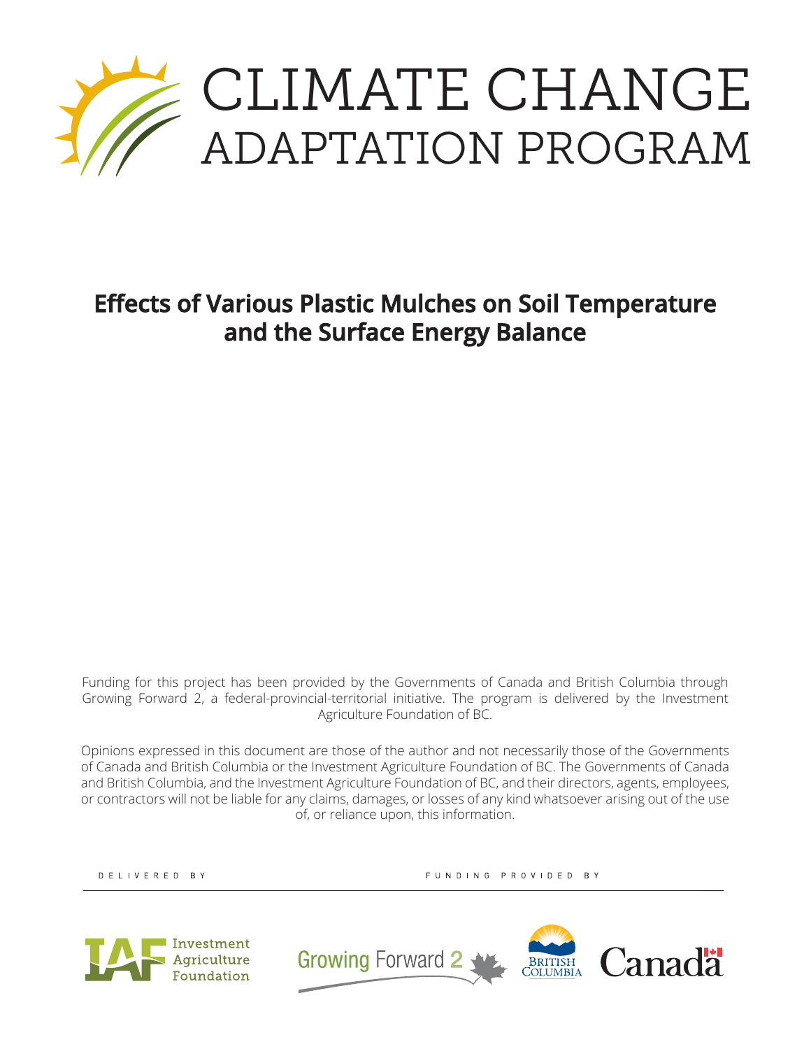# CLIMATE CHANGE ADAPTATION PROGRAM

## Effects of Various Plastic Mulches on Soil Temperature and the Surface Energy Balance

Funding for this project has been provided by the Governments of Canada and British Columbia through Growing Forward 2, a federal-provincial-territorial initiative. The program is delivered by the Investment Agriculture Foundation of BC.

Opinions expressed in this document are those of the author and not necessarily those of the Governments of Canada and British Columbia or the Investment Agriculture Foundation of BC. The Governments of Canada and British Columbia, and the Investment Agriculture Foundation of BC, and their directors, agents, employees, or contractors will not be liable for any claims, damages, or losses of any kind whatsoever arising out of the use of, or reliance upon, this information.

DELIVERED BY

Investment Agriculture Foundation

FUNDING PROVIDED BY

Growing Forward 2

British Columbia

Canada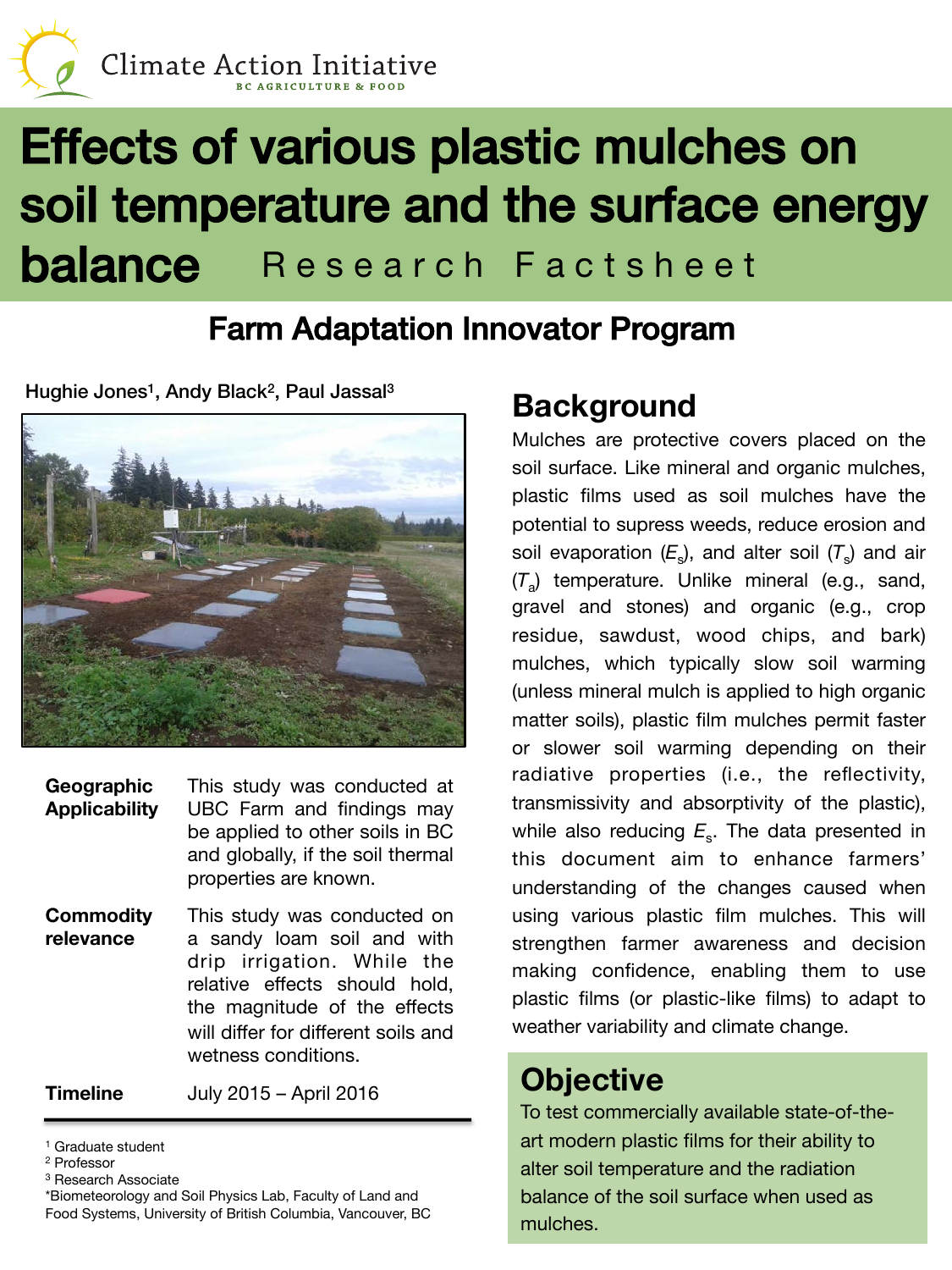Climate Action Initiative
BC AGRICULTURE & FOOD

# Effects of various plastic mulches on soil temperature and the surface energy balance

Research Factsheet

## Farm Adaptation Innovator Program

Hughie Jones[1], Andy Black[2], Paul Jassal[3]

**Geographic Applicability** This study was conducted at UBC Farm and findings may be applied to other soils in BC and globally, if the soil thermal properties are known.

**Commodity relevance** This study was conducted on a sandy loam soil and with drip irrigation. While the relative effects should hold, the magnitude of the effects will differ for different soils and wetness conditions.

**Timeline** July 2015 – April 2016

[1] Graduate student
[2] Professor
[3] Research Associate
*Biometeorology and Soil Physics Lab, Faculty of Land and Food Systems, University of British Columbia, Vancouver, BC

## Background

Mulches are protective covers placed on the soil surface. Like mineral and organic mulches, plastic films used as soil mulches have the potential to supress weeds, reduce erosion and soil evaporation ($E_s$), and alter soil ($T_s$) and air ($T_a$) temperature. Unlike mineral (e.g., sand, gravel and stones) and organic (e.g., crop residue, sawdust, wood chips, and bark) mulches, which typically slow soil warming (unless mineral mulch is applied to high organic matter soils), plastic film mulches permit faster or slower soil warming depending on their radiative properties (i.e., the reflectivity, transmissivity and absorptivity of the plastic), while also reducing $E_s$. The data presented in this document aim to enhance farmers' understanding of the changes caused when using various plastic film mulches. This will strengthen farmer awareness and decision making confidence, enabling them to use plastic films (or plastic-like films) to adapt to weather variability and climate change.

## Objective

To test commercially available state-of-the-art modern plastic films for their ability to alter soil temperature and the radiation balance of the soil surface when used as mulches.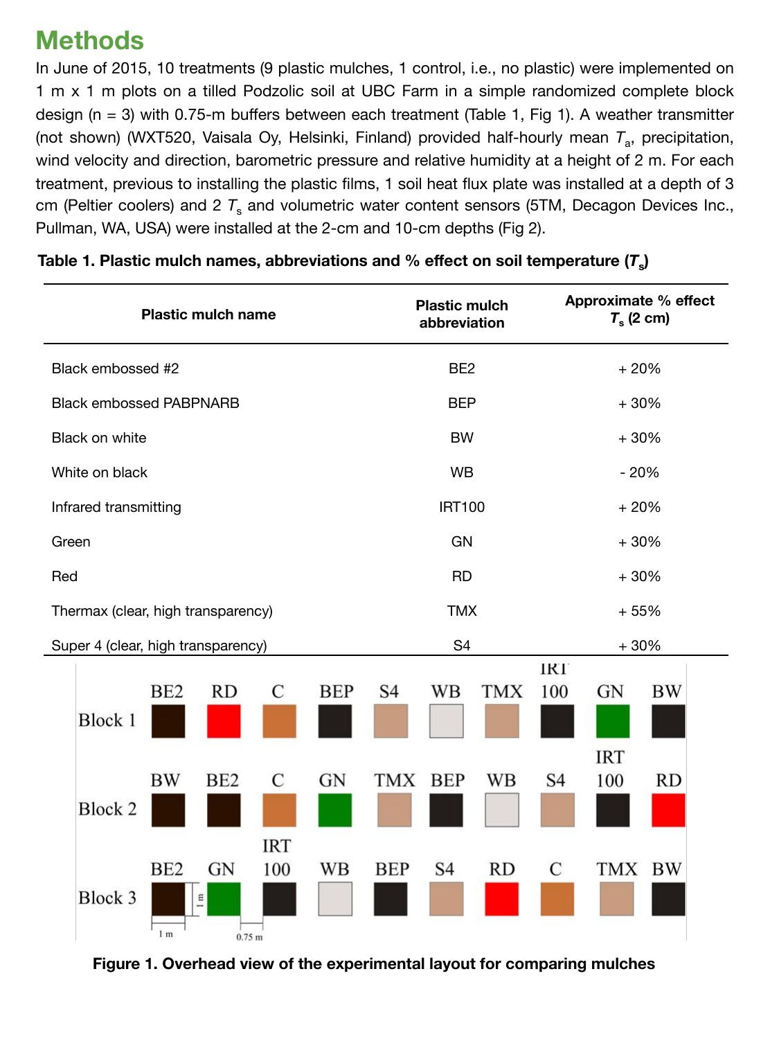## Methods

In June of 2015, 10 treatments (9 plastic mulches, 1 control, i.e., no plastic) were implemented on 1 m x 1 m plots on a tilled Podzolic soil at UBC Farm in a simple randomized complete block design (n = 3) with 0.75-m buffers between each treatment (Table 1, Fig 1). A weather transmitter (not shown) (WXT520, Vaisala Oy, Helsinki, Finland) provided half-hourly mean $T_a$, precipitation, wind velocity and direction, barometric pressure and relative humidity at a height of 2 m. For each treatment, previous to installing the plastic films, 1 soil heat flux plate was installed at a depth of 3 cm (Peltier coolers) and 2 $T_s$ and volumetric water content sensors (5TM, Decagon Devices Inc., Pullman, WA, USA) were installed at the 2-cm and 10-cm depths (Fig 2).

**Table 1. Plastic mulch names, abbreviations and % effect on soil temperature ($T_s$)**

| Plastic mulch name | Plastic mulch abbreviation | Approximate % effect $T_s$ (2 cm) |
|---|---|---|
| Black embossed #2 | BE2 | + 20% |
| Black embossed PABPNARB | BEP | + 30% |
| Black on white | BW | + 30% |
| White on black | WB | - 20% |
| Infrared transmitting | IRT100 | + 20% |
| Green | GN | + 30% |
| Red | RD | + 30% |
| Thermax (clear, high transparency) | TMX | + 55% |
| Super 4 (clear, high transparency) | S4 | + 30% |

| | | | | | | | | | | |
|---|---|---|---|---|---|---|---|---|---|---|
| Block 1 | BE2 | RD | C | BEP | S4 | WB | TMX | IRT 100 | GN | BW |
| Block 2 | BW | BE2 | C | GN | TMX | BEP | WB | S4 | IRT 100 | RD |
| Block 3 | BE2 | GN | IRT 100 | WB | BEP | S4 | RD | C | TMX | BW |

1 m &nbsp; 1 m &nbsp; 0.75 m

**Figure 1. Overhead view of the experimental layout for comparing mulches**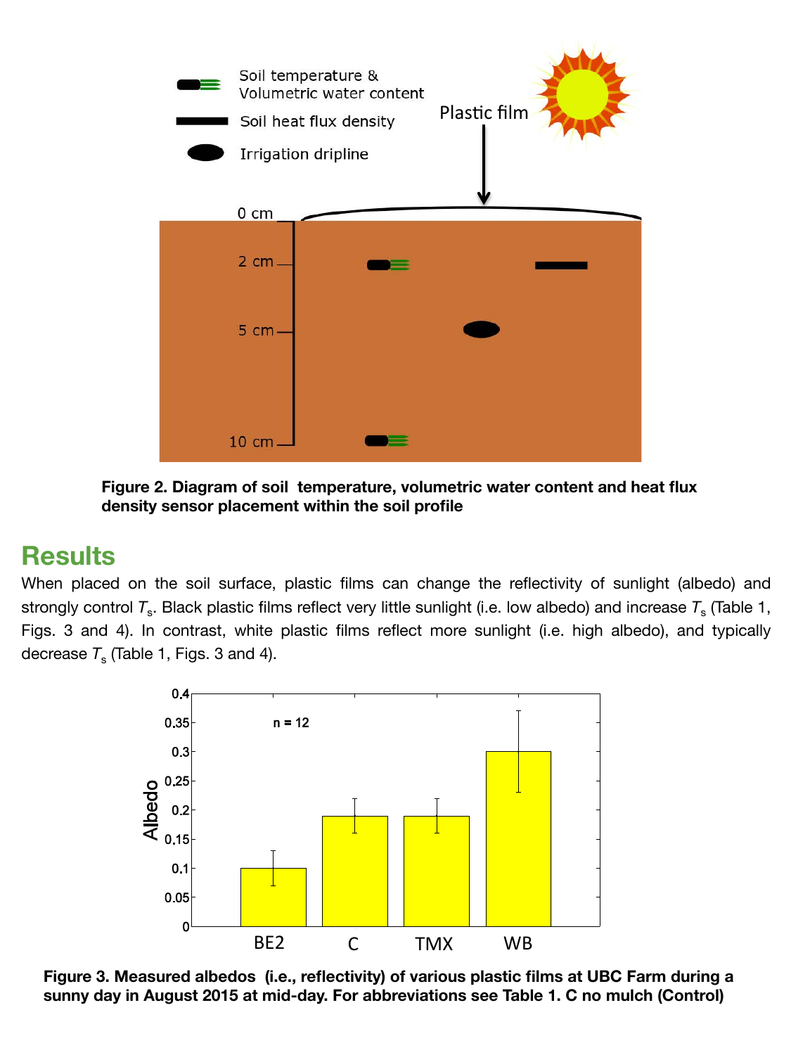**Figure 2. Diagram of soil temperature, volumetric water content and heat flux density sensor placement within the soil profile**

## Results

When placed on the soil surface, plastic films can change the reflectivity of sunlight (albedo) and strongly control $T_s$. Black plastic films reflect very little sunlight (i.e. low albedo) and increase $T_s$ (Table 1, Figs. 3 and 4). In contrast, white plastic films reflect more sunlight (i.e. high albedo), and typically decrease $T_s$ (Table 1, Figs. 3 and 4).

**Figure 3. Measured albedos (i.e., reflectivity) of various plastic films at UBC Farm during a sunny day in August 2015 at mid-day. For abbreviations see Table 1. C no mulch (Control)**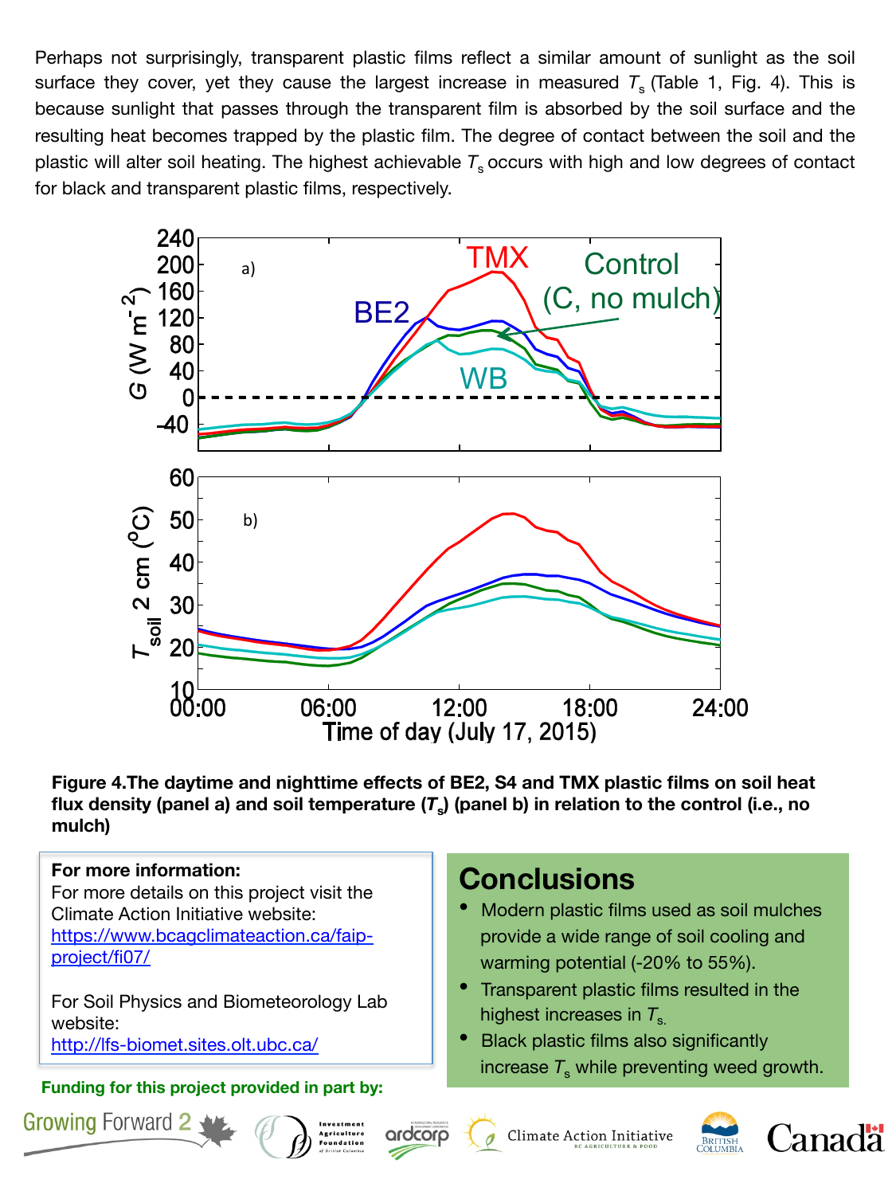Perhaps not surprisingly, transparent plastic films reflect a similar amount of sunlight as the soil surface they cover, yet they cause the largest increase in measured $T_s$ (Table 1, Fig. 4). This is because sunlight that passes through the transparent film is absorbed by the soil surface and the resulting heat becomes trapped by the plastic film. The degree of contact between the soil and the plastic will alter soil heating. The highest achievable $T_s$ occurs with high and low degrees of contact for black and transparent plastic films, respectively.

a)

TMX

Control

(C, no mulch)

BE2

WB

$G$ (W m$^{-2}$)

240
200
160
120
80
40
0
-40

b)

$T_{soil}$ 2 cm ($^{o}$C)

60
50
40
30
20
10

00:00 06:00 12:00 18:00 24:00

Time of day (July 17, 2015)

**Figure 4.The daytime and nighttime effects of BE2, S4 and TMX plastic films on soil heat flux density (panel a) and soil temperature ($T_s$) (panel b) in relation to the control (i.e., no mulch)**

**For more information:**
For more details on this project visit the Climate Action Initiative website:
https://www.bcagclimateaction.ca/faip-project/fi07/

For Soil Physics and Biometeorology Lab website:
http://lfs-biomet.sites.olt.ubc.ca/

## Conclusions

- Modern plastic films used as soil mulches provide a wide range of soil cooling and warming potential (-20% to 55%).
- Transparent plastic films resulted in the highest increases in $T_s$.
- Black plastic films also significantly increase $T_s$ while preventing weed growth.

**Funding for this project provided in part by:**

Growing Forward 2 · Investment Agriculture Foundation of British Columbia · ardcorp · Climate Action Initiative BC Agriculture & Food · British Columbia · Canada